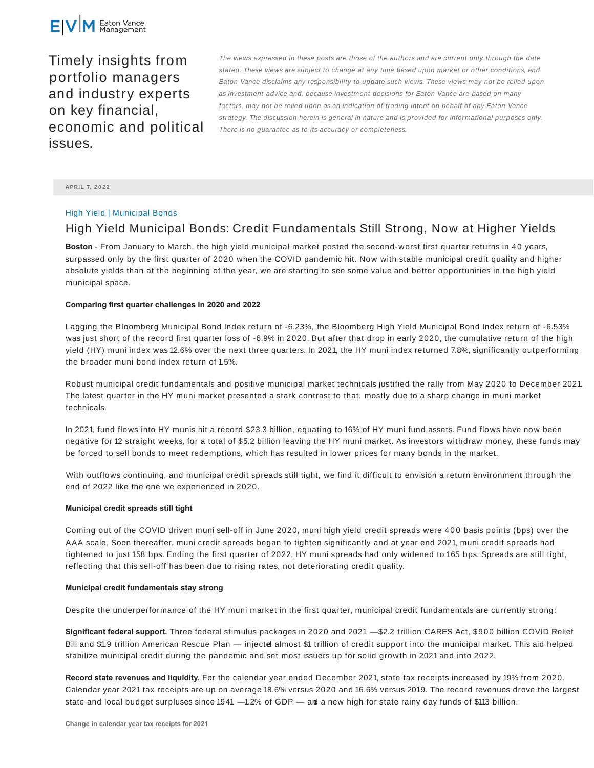Eaton Vance Management

Timely insights from portfolio managers and industry experts on key financial, economic and political issues.

*The views expressed in these posts are those of the authors and are current only through the date stated. These views are subject to change at any time based upon market or other conditions, and Eaton Vance disclaims any responsibility to update such views. These views may not be relied upon as investment advice and, because investment decisions for Eaton Vance are based on many factors, may not be relied upon as an indication of trading intent on behalf of any Eaton Vance strategy. The discussion herein is general in nature and is provided for informational purposes only. There is no guarantee as to its accuracy or completeness.*

**APRIL 7, 2022**

High Yield | Municipal Bonds

# High Yield Municipal Bonds: Credit Fundamentals Still Strong, Now at Higher Yields

**Boston** - From January to March, the high yield municipal market posted the second-worst first quarter returns in 40 years, surpassed only by the first quarter of 2020 when the COVID pandemic hit. Now with stable municipal credit quality and higher absolute yields than at the beginning of the year, we are starting to see some value and better opportunities in the high yield municipal space.

### Comparing first quarter challenges in 2020 and 2022

Lagging the Bloomberg Municipal Bond Index return of -6.23%, the Bloomberg High Yield Municipal Bond Index return of -6.53% was just short of the record first quarter loss of -6.9% in 2020. But after that drop in early 2020, the cumulative return of the high yield (HY) muni index was 12.6% over the next three quarters. In 2021, the HY muni index returned 7.8%, significantly outperforming the broader muni bond index return of 1.5%.

Robust municipal credit fundamentals and positive municipal market technicals justified the rally from May 2020 to December 2021. The latest quarter in the HY muni market presented a stark contrast to that, mostly due to a sharp change in muni market technicals.

In 2021, fund flows into HY munis hit a record $23.3 billion, equating to 16% of HY muni fund assets. Fund flows have now been negative for 12 straight weeks, for a total of $5.2 billion leaving the HY muni market. As investors withdraw money, these funds may be forced to sell bonds to meet redemptions, which has resulted in lower prices for many bonds in the market.

With outflows continuing, and municipal credit spreads still tight, we find it difficult to envision a return environment through the end of 2022 like the one we experienced in 2020.

### Municipal credit spreads still tight

Coming out of the COVID driven muni sell-off in June 2020, muni high yield credit spreads were 400 basis points (bps) over the AAA scale. Soon thereafter, muni credit spreads began to tighten significantly and at year end 2021, muni credit spreads had tightened to just 158 bps. Ending the first quarter of 2022, HY muni spreads had only widened to 165 bps. Spreads are still tight, reflecting that this sell-off has been due to rising rates, not deteriorating credit quality.

### Municipal credit fundamentals stay strong

Despite the underperformance of the HY muni market in the first quarter, municipal credit fundamentals are currently strong:

**Significant federal support.** Three federal stimulus packages in 2020 and 2021 —$2.2 trillion CARES Act, $900 billion COVID Relief Bill and $1.9 trillion American Rescue Plan — injected almost $1 trillion of credit support into the municipal market. This aid helped stabilize municipal credit during the pandemic and set most issuers up for solid growth in 2021 and into 2022.

**Record state revenues and liquidity.** For the calendar year ended December 2021, state tax receipts increased by 19% from 2020. Calendar year 2021 tax receipts are up on average 18.6% versus 2020 and 16.6% versus 2019. The record revenues drove the largest state and local budget surpluses since 1941 —1.2% of GDP — and a new high for state rainy day funds of $113 billion.

**Change in calendar year tax receipts for 2021**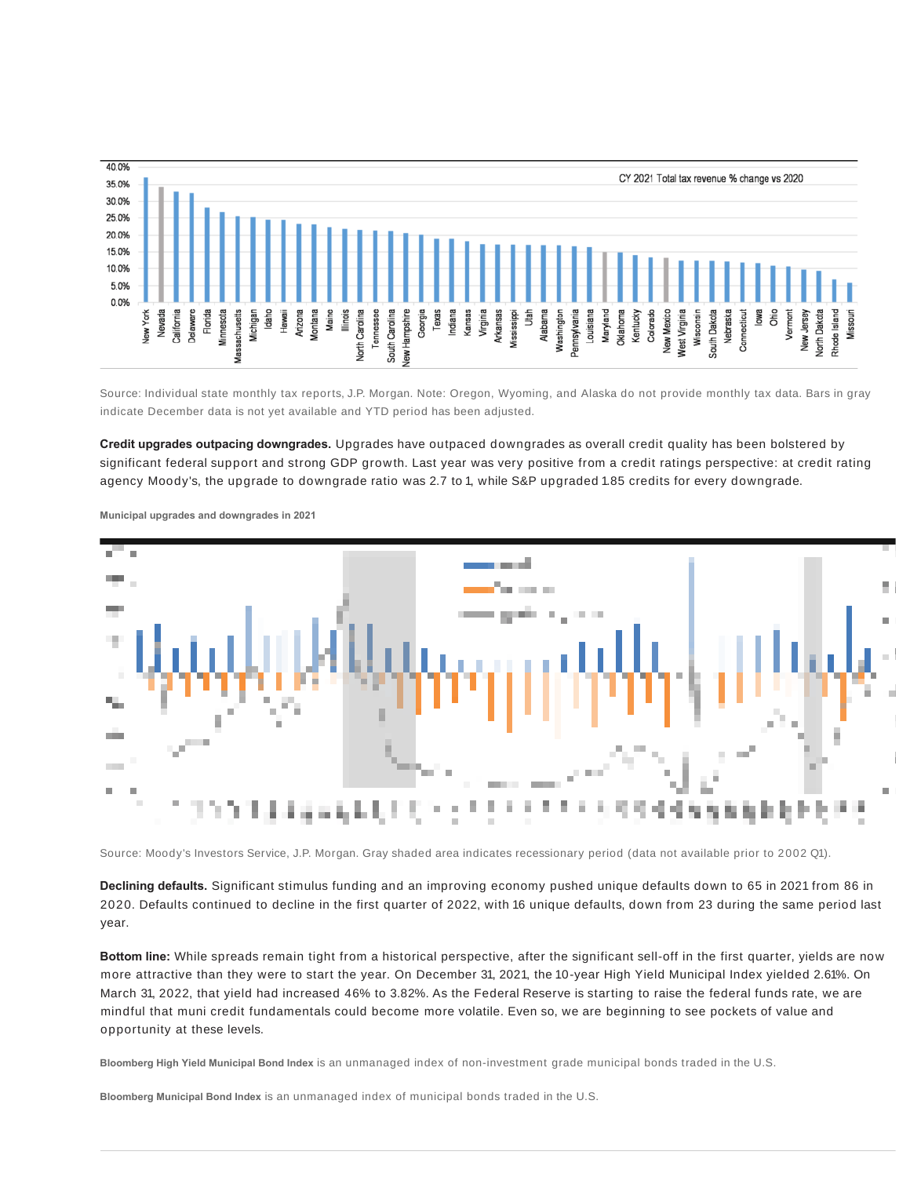Source: Individual state monthly tax reports, J.P. Morgan. Note: Oregon, Wyoming, and Alaska do not provide monthly tax data. Bars in gray indicate December data is not yet available and YTD period has been adjusted.

**Credit upgrades outpacing downgrades.** Upgrades have outpaced downgrades as overall credit quality has been bolstered by significant federal support and strong GDP growth. Last year was very positive from a credit ratings perspective: at credit rating agency Moody's, the upgrade to downgrade ratio was 2.7 to 1, while S&P upgraded 1.85 credits for every downgrade.

**Municipal upgrades and downgrades in 2021**

Source: Moody's Investors Service, J.P. Morgan. Gray shaded area indicates recessionary period (data not available prior to 2002 Q1).

**Declining defaults.** Significant stimulus funding and an improving economy pushed unique defaults down to 65 in 2021 from 86 in 2020. Defaults continued to decline in the first quarter of 2022, with 16 unique defaults, down from 23 during the same period last year.

**Bottom line:** While spreads remain tight from a historical perspective, after the significant sell-off in the first quarter, yields are now more attractive than they were to start the year. On December 31, 2021, the 10-year High Yield Municipal Index yielded 2.61%. On March 31, 2022, that yield had increased 46% to 3.82%. As the Federal Reserve is starting to raise the federal funds rate, we are mindful that muni credit fundamentals could become more volatile. Even so, we are beginning to see pockets of value and opportunity at these levels.

**Bloomberg High Yield Municipal Bond Index** is an unmanaged index of non-investment grade municipal bonds traded in the U.S.

**Bloomberg Municipal Bond Index** is an unmanaged index of municipal bonds traded in the U.S.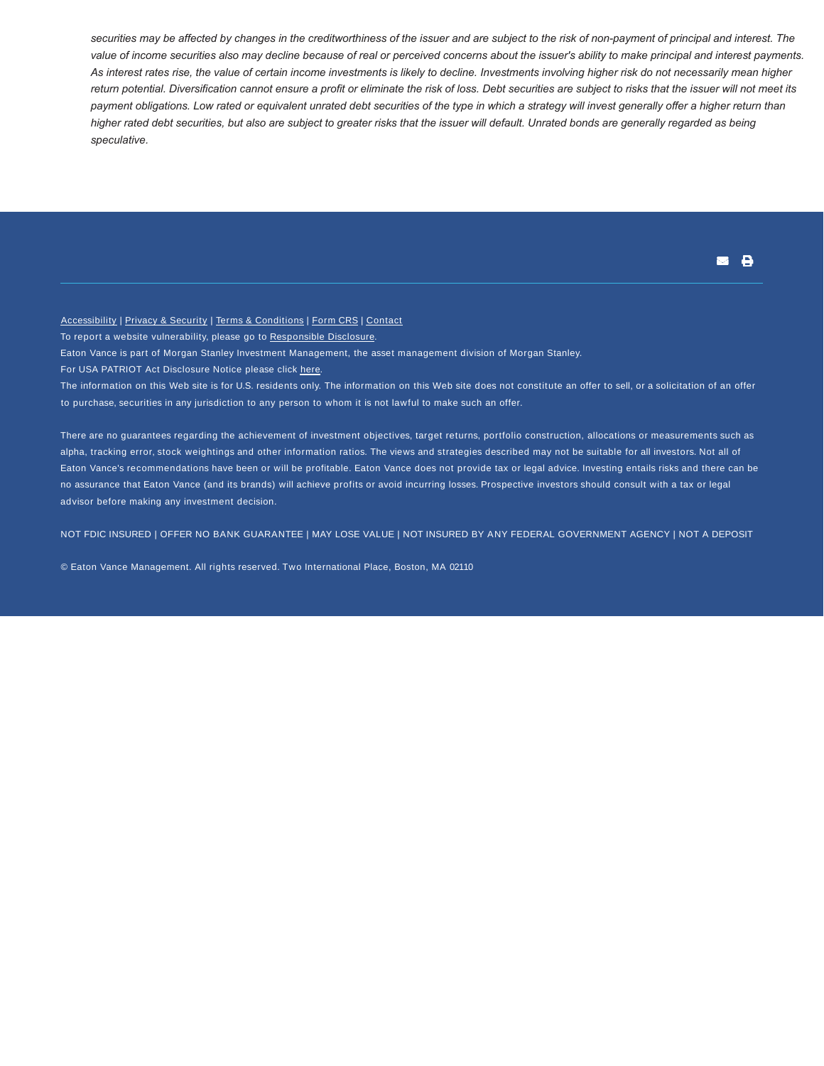*securities may be affected by changes in the creditworthiness of the issuer and are subject to the risk of non-payment of principal and interest. The value of income securities also may decline because of real or perceived concerns about the issuer's ability to make principal and interest payments. As interest rates rise, the value of certain income investments is likely to decline. Investments involving higher risk do not necessarily mean higher return potential. Diversification cannot ensure a profit or eliminate the risk of loss. Debt securities are subject to risks that the issuer will not meet its payment obligations. Low rated or equivalent unrated debt securities of the type in which a strategy will invest generally offer a higher return than higher rated debt securities, but also are subject to greater risks that the issuer will default. Unrated bonds are generally regarded as being speculative.*

Accessibility | Privacy & Security | Terms & Conditions | Form CRS | Contact

To report a website vulnerability, please go to Responsible Disclosure.

Eaton Vance is part of Morgan Stanley Investment Management, the asset management division of Morgan Stanley.

For USA PATRIOT Act Disclosure Notice please click here.

The information on this Web site is for U.S. residents only. The information on this Web site does not constitute an offer to sell, or a solicitation of an offer to purchase, securities in any jurisdiction to any person to whom it is not lawful to make such an offer.

There are no guarantees regarding the achievement of investment objectives, target returns, portfolio construction, allocations or measurements such as alpha, tracking error, stock weightings and other information ratios. The views and strategies described may not be suitable for all investors. Not all of Eaton Vance's recommendations have been or will be profitable. Eaton Vance does not provide tax or legal advice. Investing entails risks and there can be no assurance that Eaton Vance (and its brands) will achieve profits or avoid incurring losses. Prospective investors should consult with a tax or legal advisor before making any investment decision.

NOT FDIC INSURED | OFFER NO BANK GUARANTEE | MAY LOSE VALUE | NOT INSURED BY ANY FEDERAL GOVERNMENT AGENCY | NOT A DEPOSIT

© Eaton Vance Management. All rights reserved. Two International Place, Boston, MA 02110